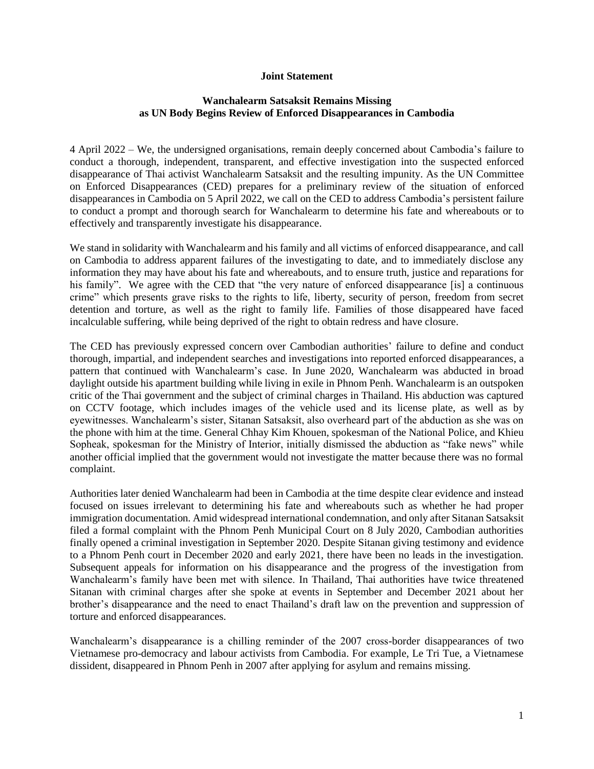**Joint Statement**

**Wanchalearm Satsaksit Remains Missing as UN Body Begins Review of Enforced Disappearances in Cambodia**

4 April 2022 – We, the undersigned organisations, remain deeply concerned about Cambodia's failure to conduct a thorough, independent, transparent, and effective investigation into the suspected enforced disappearance of Thai activist Wanchalearm Satsaksit and the resulting impunity. As the UN Committee on Enforced Disappearances (CED) prepares for a preliminary review of the situation of enforced disappearances in Cambodia on 5 April 2022, we call on the CED to address Cambodia's persistent failure to conduct a prompt and thorough search for Wanchalearm to determine his fate and whereabouts or to effectively and transparently investigate his disappearance.

We stand in solidarity with Wanchalearm and his family and all victims of enforced disappearance, and call on Cambodia to address apparent failures of the investigating to date, and to immediately disclose any information they may have about his fate and whereabouts, and to ensure truth, justice and reparations for his family". We agree with the CED that "the very nature of enforced disappearance [is] a continuous crime" which presents grave risks to the rights to life, liberty, security of person, freedom from secret detention and torture, as well as the right to family life. Families of those disappeared have faced incalculable suffering, while being deprived of the right to obtain redress and have closure.

The CED has previously expressed concern over Cambodian authorities' failure to define and conduct thorough, impartial, and independent searches and investigations into reported enforced disappearances, a pattern that continued with Wanchalearm's case. In June 2020, Wanchalearm was abducted in broad daylight outside his apartment building while living in exile in Phnom Penh. Wanchalearm is an outspoken critic of the Thai government and the subject of criminal charges in Thailand. His abduction was captured on CCTV footage, which includes images of the vehicle used and its license plate, as well as by eyewitnesses. Wanchalearm's sister, Sitanan Satsaksit, also overheard part of the abduction as she was on the phone with him at the time. General Chhay Kim Khouen, spokesman of the National Police, and Khieu Sopheak, spokesman for the Ministry of Interior, initially dismissed the abduction as "fake news" while another official implied that the government would not investigate the matter because there was no formal complaint.

Authorities later denied Wanchalearm had been in Cambodia at the time despite clear evidence and instead focused on issues irrelevant to determining his fate and whereabouts such as whether he had proper immigration documentation. Amid widespread international condemnation, and only after Sitanan Satsaksit filed a formal complaint with the Phnom Penh Municipal Court on 8 July 2020, Cambodian authorities finally opened a criminal investigation in September 2020. Despite Sitanan giving testimony and evidence to a Phnom Penh court in December 2020 and early 2021, there have been no leads in the investigation. Subsequent appeals for information on his disappearance and the progress of the investigation from Wanchalearm's family have been met with silence. In Thailand, Thai authorities have twice threatened Sitanan with criminal charges after she spoke at events in September and December 2021 about her brother's disappearance and the need to enact Thailand's draft law on the prevention and suppression of torture and enforced disappearances.

Wanchalearm's disappearance is a chilling reminder of the 2007 cross-border disappearances of two Vietnamese pro-democracy and labour activists from Cambodia. For example, Le Tri Tue, a Vietnamese dissident, disappeared in Phnom Penh in 2007 after applying for asylum and remains missing.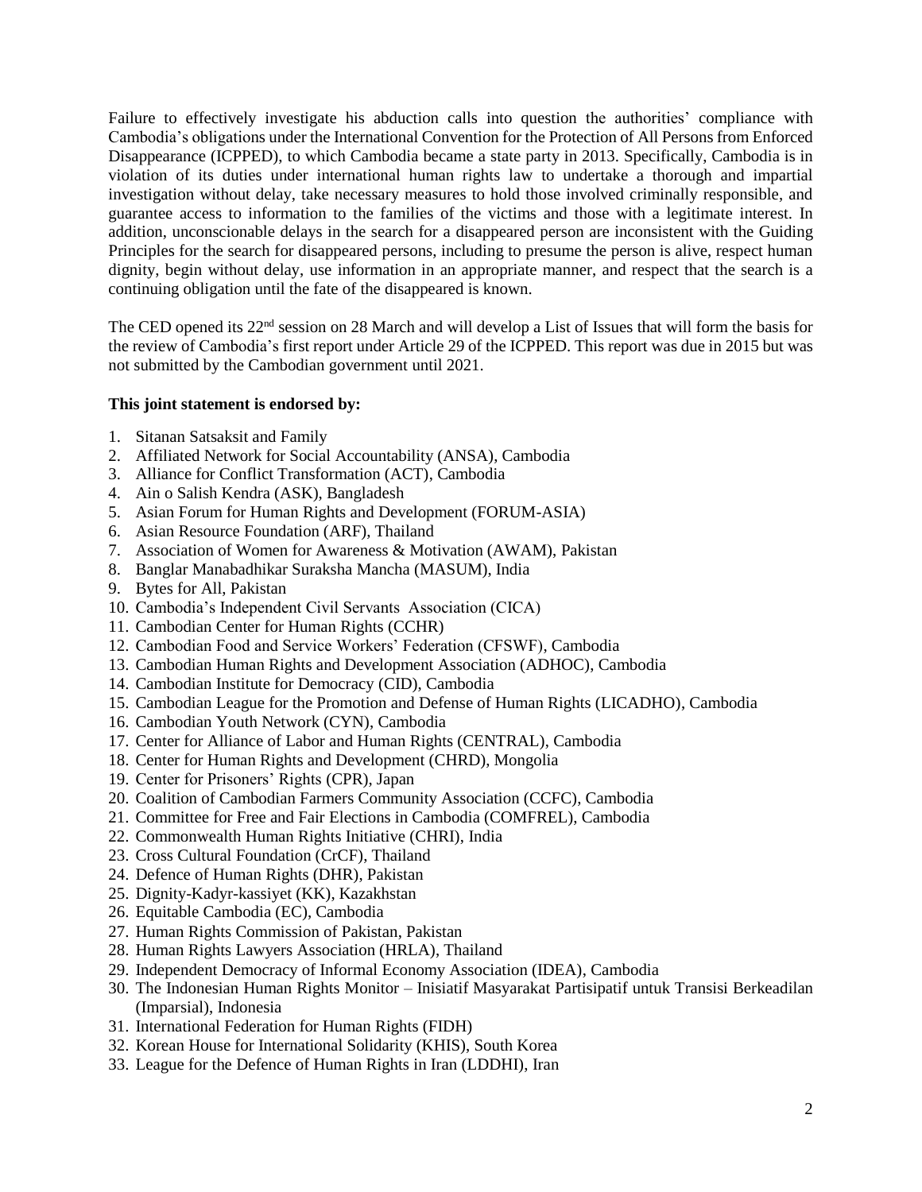Failure to effectively investigate his abduction calls into question the authorities' compliance with Cambodia's obligations under the International Convention for the Protection of All Persons from Enforced Disappearance (ICPPED), to which Cambodia became a state party in 2013. Specifically, Cambodia is in violation of its duties under international human rights law to undertake a thorough and impartial investigation without delay, take necessary measures to hold those involved criminally responsible, and guarantee access to information to the families of the victims and those with a legitimate interest. In addition, unconscionable delays in the search for a disappeared person are inconsistent with the Guiding Principles for the search for disappeared persons, including to presume the person is alive, respect human dignity, begin without delay, use information in an appropriate manner, and respect that the search is a continuing obligation until the fate of the disappeared is known.

The CED opened its 22nd session on 28 March and will develop a List of Issues that will form the basis for the review of Cambodia's first report under Article 29 of the ICPPED. This report was due in 2015 but was not submitted by the Cambodian government until 2021.

**This joint statement is endorsed by:**

1. Sitanan Satsaksit and Family
2. Affiliated Network for Social Accountability (ANSA), Cambodia
3. Alliance for Conflict Transformation (ACT), Cambodia
4. Ain o Salish Kendra (ASK), Bangladesh
5. Asian Forum for Human Rights and Development (FORUM-ASIA)
6. Asian Resource Foundation (ARF), Thailand
7. Association of Women for Awareness & Motivation (AWAM), Pakistan
8. Banglar Manabadhikar Suraksha Mancha (MASUM), India
9. Bytes for All, Pakistan
10. Cambodia's Independent Civil Servants Association (CICA)
11. Cambodian Center for Human Rights (CCHR)
12. Cambodian Food and Service Workers' Federation (CFSWF), Cambodia
13. Cambodian Human Rights and Development Association (ADHOC), Cambodia
14. Cambodian Institute for Democracy (CID), Cambodia
15. Cambodian League for the Promotion and Defense of Human Rights (LICADHO), Cambodia
16. Cambodian Youth Network (CYN), Cambodia
17. Center for Alliance of Labor and Human Rights (CENTRAL), Cambodia
18. Center for Human Rights and Development (CHRD), Mongolia
19. Center for Prisoners' Rights (CPR), Japan
20. Coalition of Cambodian Farmers Community Association (CCFC), Cambodia
21. Committee for Free and Fair Elections in Cambodia (COMFREL), Cambodia
22. Commonwealth Human Rights Initiative (CHRI), India
23. Cross Cultural Foundation (CrCF), Thailand
24. Defence of Human Rights (DHR), Pakistan
25. Dignity-Kadyr-kassiyet (KK), Kazakhstan
26. Equitable Cambodia (EC), Cambodia
27. Human Rights Commission of Pakistan, Pakistan
28. Human Rights Lawyers Association (HRLA), Thailand
29. Independent Democracy of Informal Economy Association (IDEA), Cambodia
30. The Indonesian Human Rights Monitor – Inisiatif Masyarakat Partisipatif untuk Transisi Berkeadilan (Imparsial), Indonesia
31. International Federation for Human Rights (FIDH)
32. Korean House for International Solidarity (KHIS), South Korea
33. League for the Defence of Human Rights in Iran (LDDHI), Iran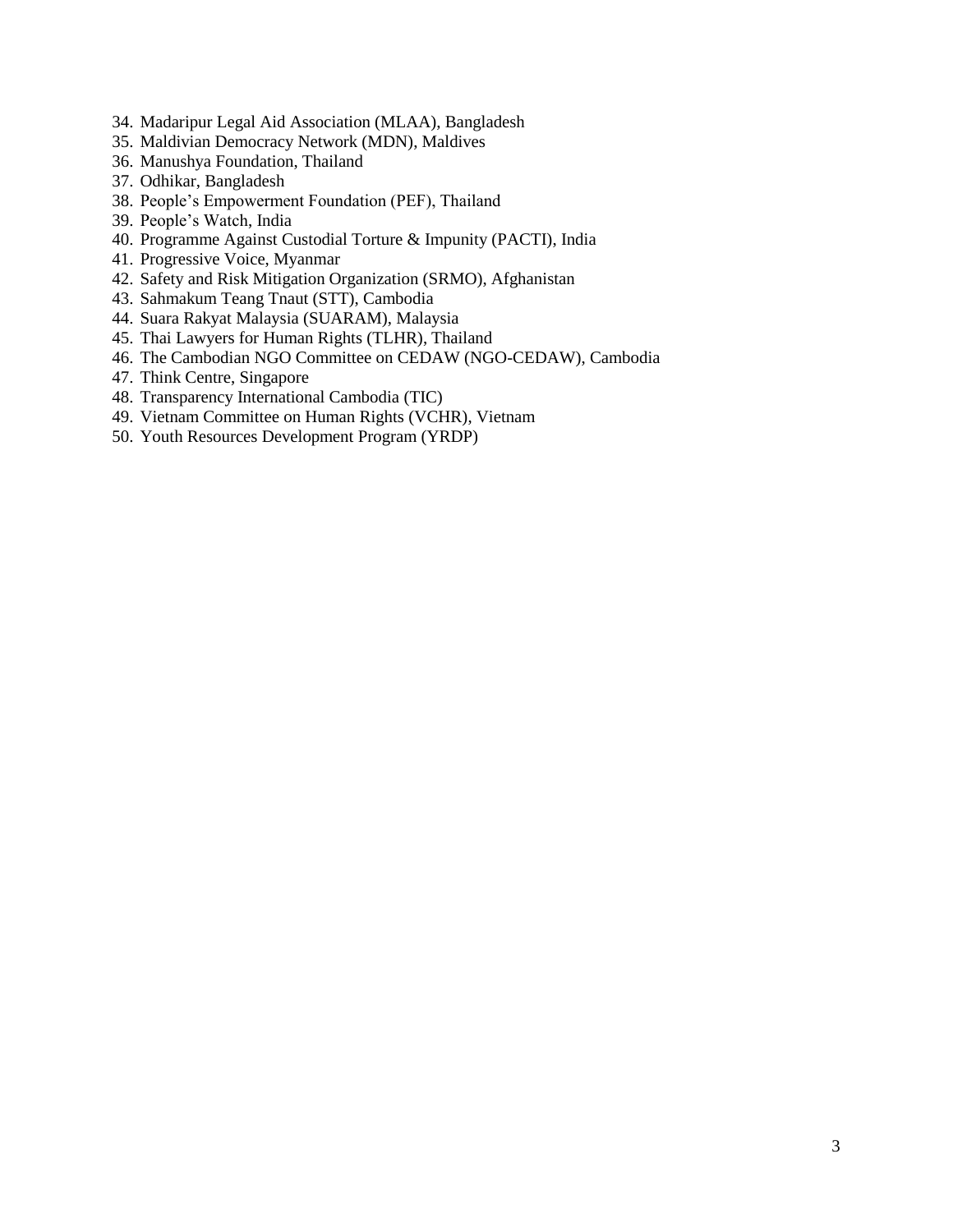34. Madaripur Legal Aid Association (MLAA), Bangladesh
35. Maldivian Democracy Network (MDN), Maldives
36. Manushya Foundation, Thailand
37. Odhikar, Bangladesh
38. People's Empowerment Foundation (PEF), Thailand
39. People's Watch, India
40. Programme Against Custodial Torture & Impunity (PACTI), India
41. Progressive Voice, Myanmar
42. Safety and Risk Mitigation Organization (SRMO), Afghanistan
43. Sahmakum Teang Tnaut (STT), Cambodia
44. Suara Rakyat Malaysia (SUARAM), Malaysia
45. Thai Lawyers for Human Rights (TLHR), Thailand
46. The Cambodian NGO Committee on CEDAW (NGO-CEDAW), Cambodia
47. Think Centre, Singapore
48. Transparency International Cambodia (TIC)
49. Vietnam Committee on Human Rights (VCHR), Vietnam
50. Youth Resources Development Program (YRDP)